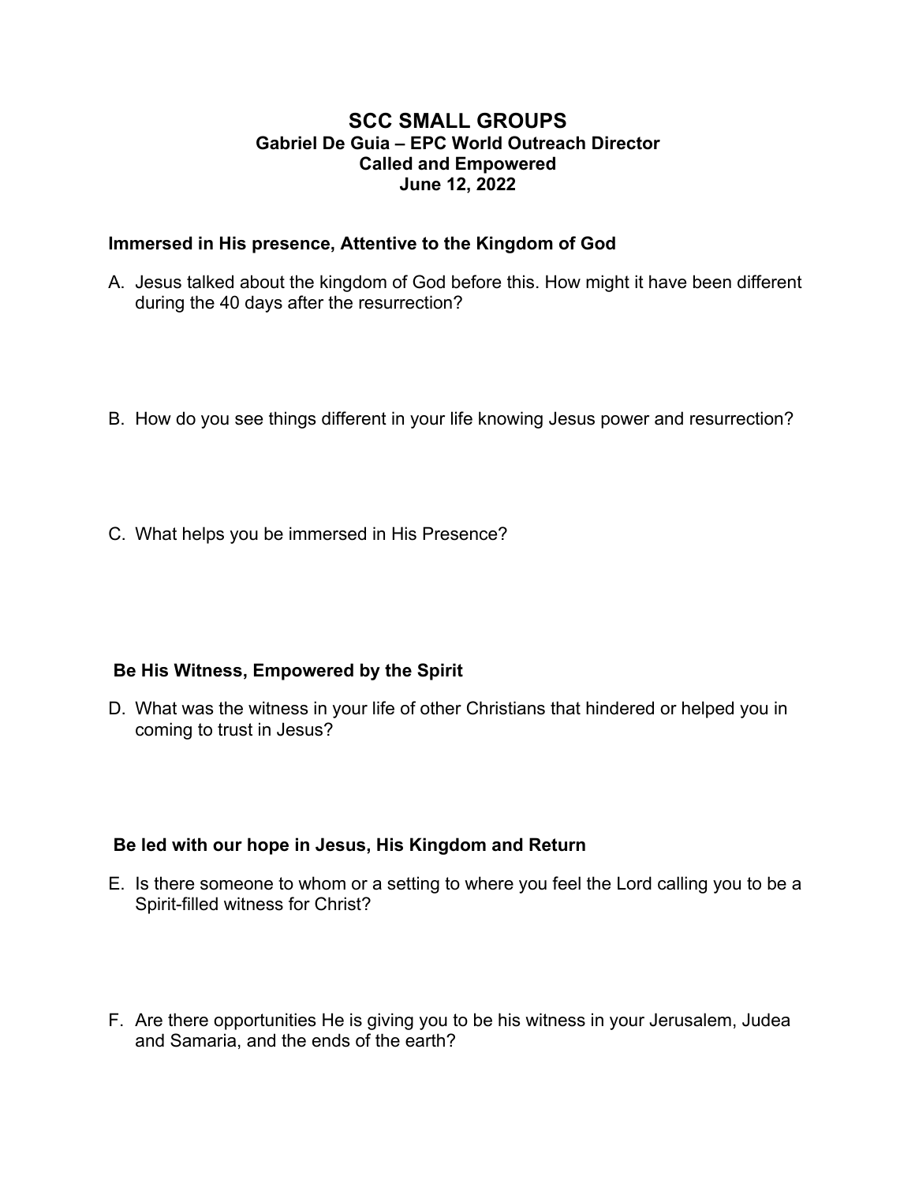# SCC SMALL GROUPS

**Gabriel De Guia – EPC World Outreach Director**
**Called and Empowered**
**June 12, 2022**

## Immersed in His presence, Attentive to the Kingdom of God

A. Jesus talked about the kingdom of God before this. How might it have been different during the 40 days after the resurrection?

B. How do you see things different in your life knowing Jesus power and resurrection?

C. What helps you be immersed in His Presence?

## Be His Witness, Empowered by the Spirit

D. What was the witness in your life of other Christians that hindered or helped you in coming to trust in Jesus?

## Be led with our hope in Jesus, His Kingdom and Return

E. Is there someone to whom or a setting to where you feel the Lord calling you to be a Spirit-filled witness for Christ?

F. Are there opportunities He is giving you to be his witness in your Jerusalem, Judea and Samaria, and the ends of the earth?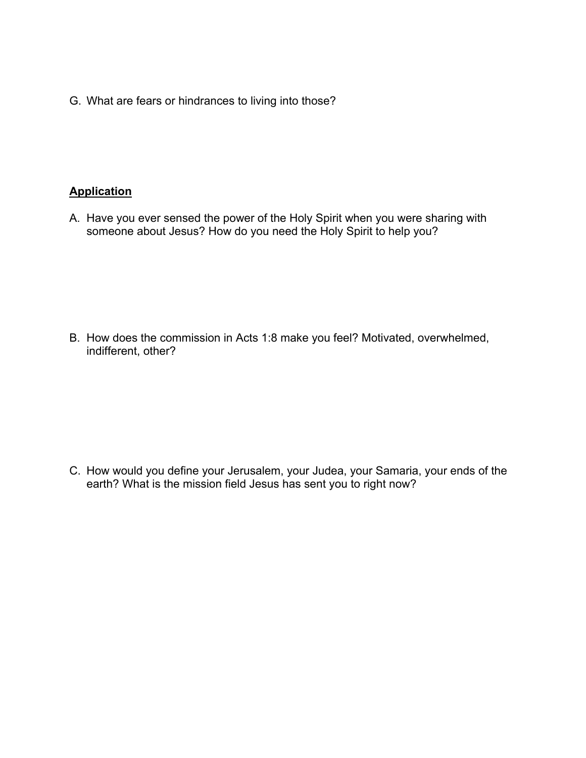G. What are fears or hindrances to living into those?

**Application**

A. Have you ever sensed the power of the Holy Spirit when you were sharing with someone about Jesus? How do you need the Holy Spirit to help you?

B. How does the commission in Acts 1:8 make you feel? Motivated, overwhelmed, indifferent, other?

C. How would you define your Jerusalem, your Judea, your Samaria, your ends of the earth? What is the mission field Jesus has sent you to right now?